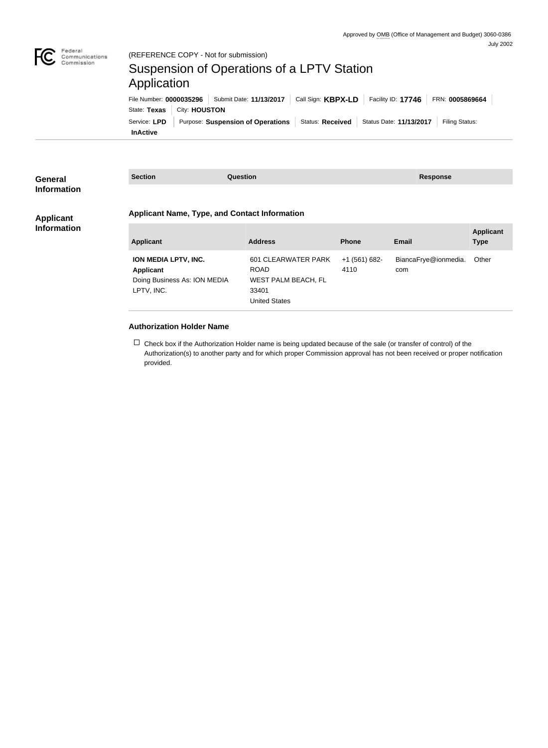Approved by OMB (Office of Management and Budget) 3060-0386
July 2002

(REFERENCE COPY - Not for submission)

# Suspension of Operations of a LPTV Station Application

File Number: **0000035296** | Submit Date: **11/13/2017** | Call Sign: **KBPX-LD** | Facility ID: **17746** | FRN: **0005869664**
State: **Texas** | City: **HOUSTON**
Service: **LPD** | Purpose: **Suspension of Operations** | Status: **Received** | Status Date: **11/13/2017** | Filing Status: **InActive**

## General Information

| Section | Question | Response |
| --- | --- | --- |

## Applicant Information

### Applicant Name, Type, and Contact Information

| Applicant | Address | Phone | Email | Applicant Type |
| --- | --- | --- | --- | --- |
| **ION MEDIA LPTV, INC.** **Applicant** Doing Business As: ION MEDIA LPTV, INC. | 601 CLEARWATER PARK ROAD WEST PALM BEACH, FL 33401 United States | +1 (561) 682-4110 | BiancaFrye@ionmedia.com | Other |

### Authorization Holder Name

☐ Check box if the Authorization Holder name is being updated because of the sale (or transfer of control) of the Authorization(s) to another party and for which proper Commission approval has not been received or proper notification provided.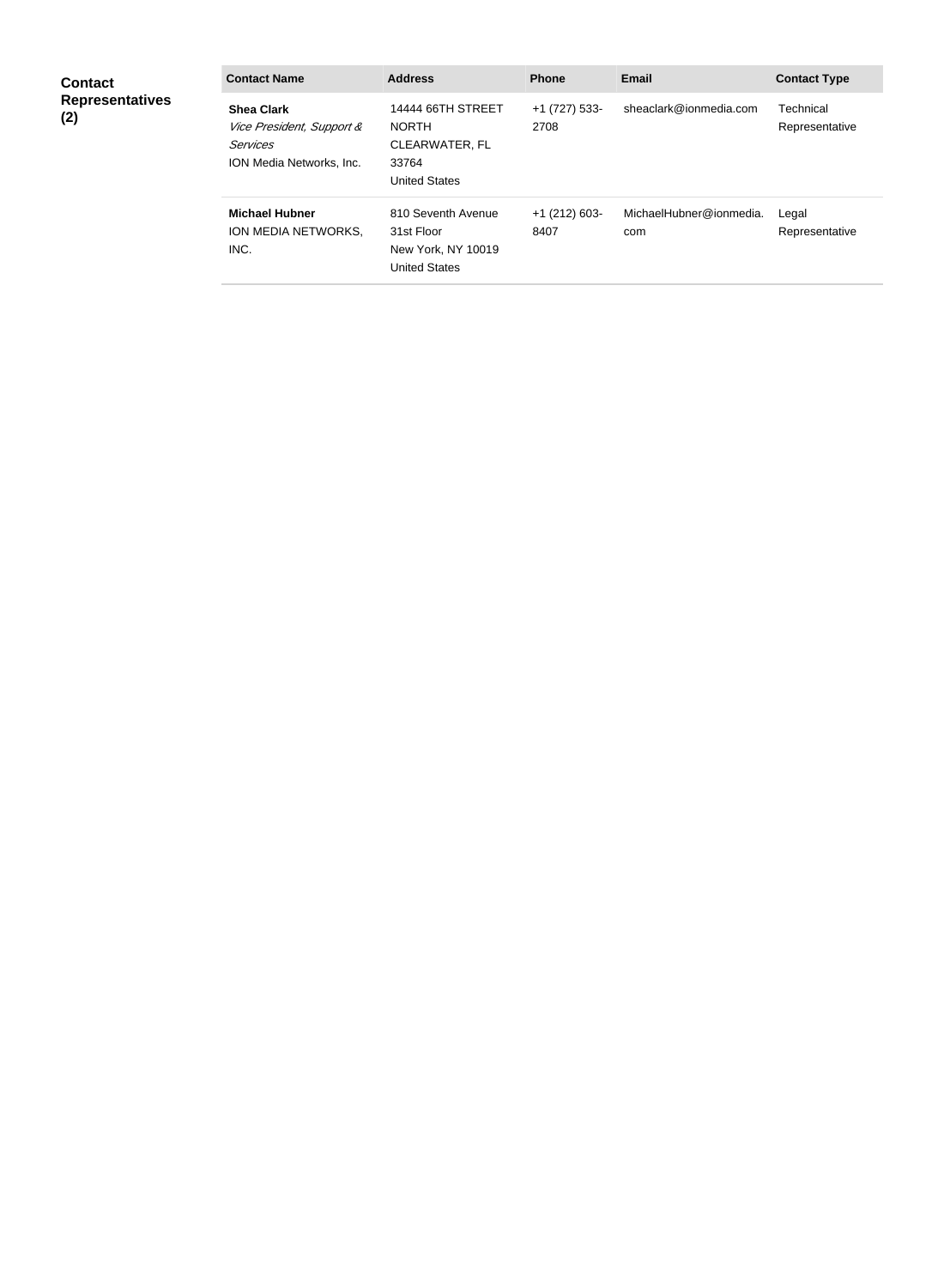**Contact Representatives (2)**

| Contact Name | Address | Phone | Email | Contact Type |
|---|---|---|---|---|
| **Shea Clark**<br>*Vice President, Support & Services*<br>ION Media Networks, Inc. | 14444 66TH STREET NORTH<br>CLEARWATER, FL 33764<br>United States | +1 (727) 533-2708 | sheaclark@ionmedia.com | Technical Representative |
| **Michael Hubner**<br>ION MEDIA NETWORKS, INC. | 810 Seventh Avenue<br>31st Floor<br>New York, NY 10019<br>United States | +1 (212) 603-8407 | MichaelHubner@ionmedia.com | Legal Representative |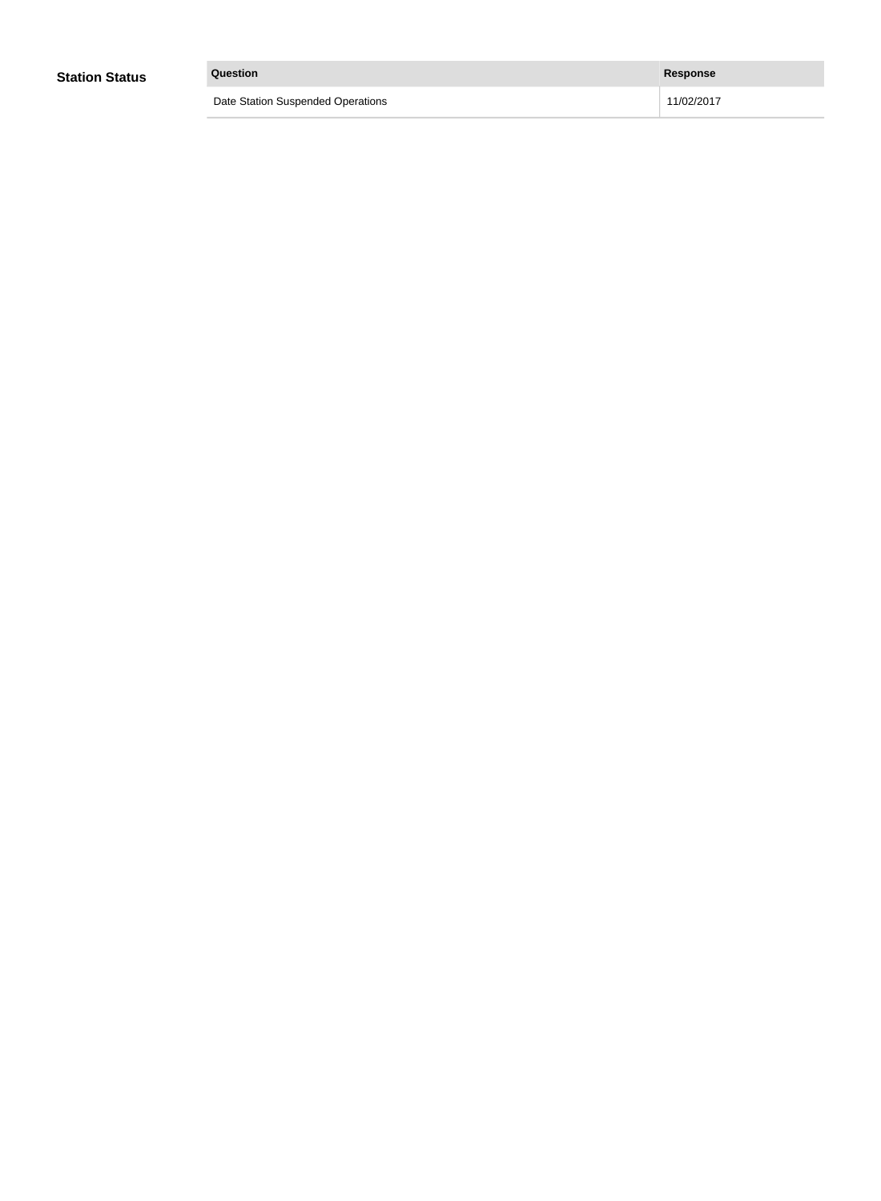**Station Status**

| Question | Response |
|---|---|
| Date Station Suspended Operations | 11/02/2017 |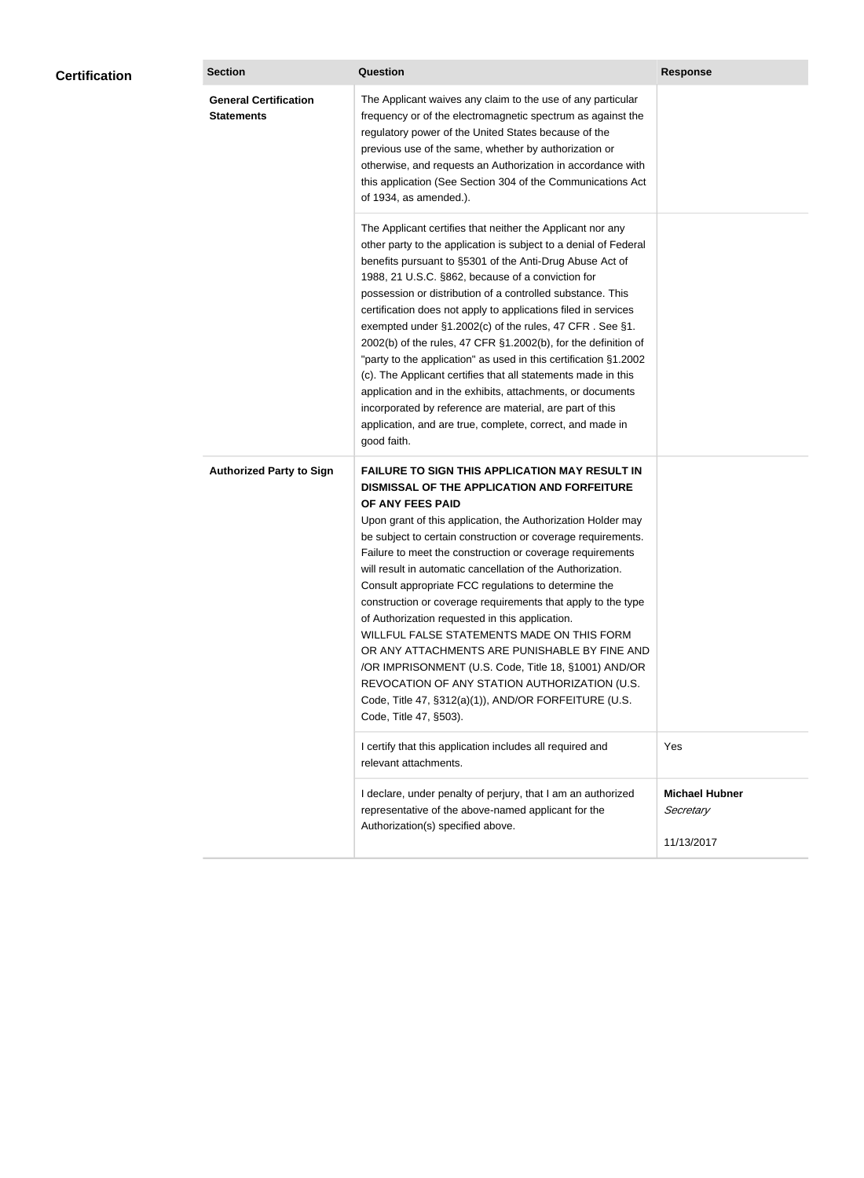## Certification

| Section | Question | Response |
|---|---|---|
| **General Certification Statements** | The Applicant waives any claim to the use of any particular frequency or of the electromagnetic spectrum as against the regulatory power of the United States because of the previous use of the same, whether by authorization or otherwise, and requests an Authorization in accordance with this application (See Section 304 of the Communications Act of 1934, as amended.). | |
| | The Applicant certifies that neither the Applicant nor any other party to the application is subject to a denial of Federal benefits pursuant to §5301 of the Anti-Drug Abuse Act of 1988, 21 U.S.C. §862, because of a conviction for possession or distribution of a controlled substance. This certification does not apply to applications filed in services exempted under §1.2002(c) of the rules, 47 CFR . See §1. 2002(b) of the rules, 47 CFR §1.2002(b), for the definition of "party to the application" as used in this certification §1.2002 (c). The Applicant certifies that all statements made in this application and in the exhibits, attachments, or documents incorporated by reference are material, are part of this application, and are true, complete, correct, and made in good faith. | |
| **Authorized Party to Sign** | **FAILURE TO SIGN THIS APPLICATION MAY RESULT IN DISMISSAL OF THE APPLICATION AND FORFEITURE OF ANY FEES PAID**<br>Upon grant of this application, the Authorization Holder may be subject to certain construction or coverage requirements. Failure to meet the construction or coverage requirements will result in automatic cancellation of the Authorization. Consult appropriate FCC regulations to determine the construction or coverage requirements that apply to the type of Authorization requested in this application.<br>WILLFUL FALSE STATEMENTS MADE ON THIS FORM OR ANY ATTACHMENTS ARE PUNISHABLE BY FINE AND /OR IMPRISONMENT (U.S. Code, Title 18, §1001) AND/OR REVOCATION OF ANY STATION AUTHORIZATION (U.S. Code, Title 47, §312(a)(1)), AND/OR FORFEITURE (U.S. Code, Title 47, §503). | |
| | I certify that this application includes all required and relevant attachments. | Yes |
| | I declare, under penalty of perjury, that I am an authorized representative of the above-named applicant for the Authorization(s) specified above. | **Michael Hubner**<br>*Secretary*<br><br>11/13/2017 |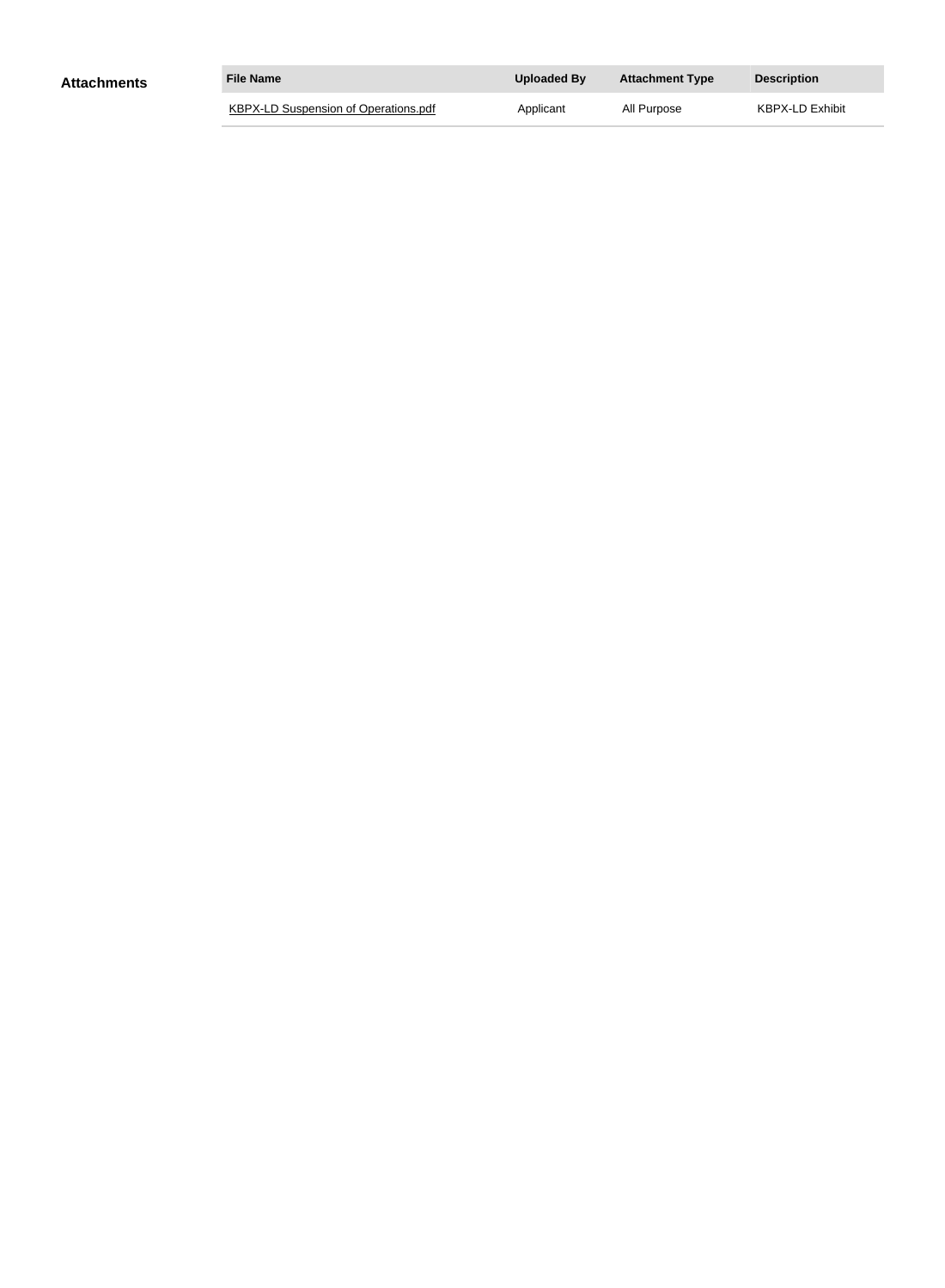**Attachments**

| File Name | Uploaded By | Attachment Type | Description |
|---|---|---|---|
| KBPX-LD Suspension of Operations.pdf | Applicant | All Purpose | KBPX-LD Exhibit |